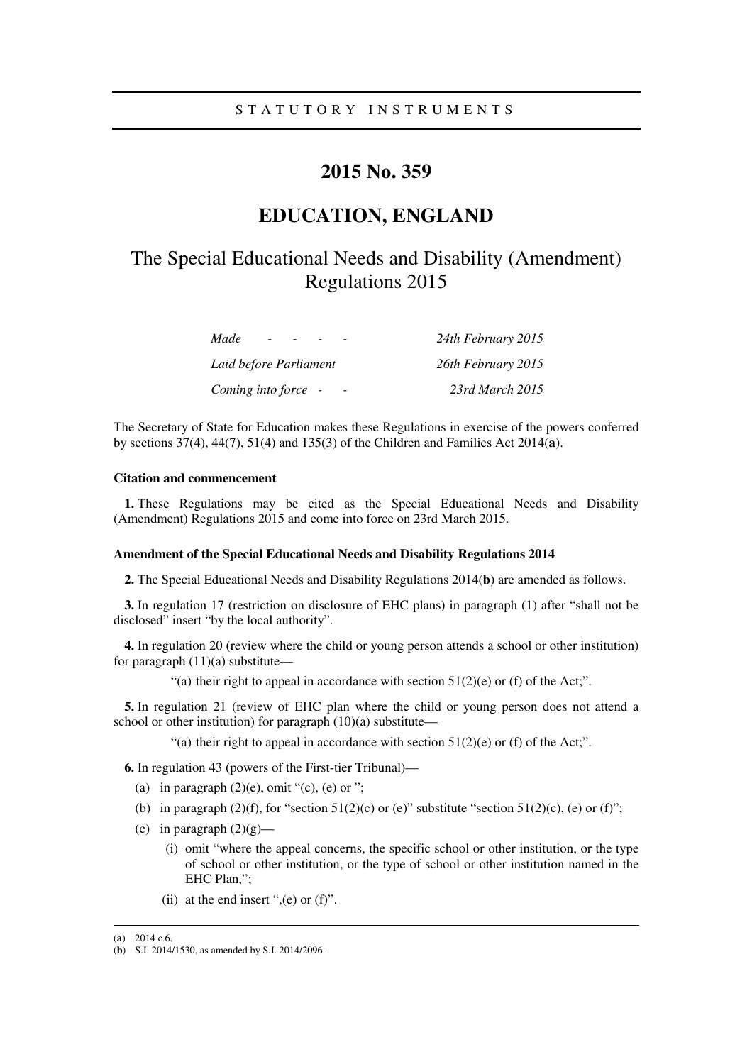STATUTORY INSTRUMENTS

# 2015 No. 359

# EDUCATION, ENGLAND

## The Special Educational Needs and Disability (Amendment) Regulations 2015

| | |
|---|---|
| *Made - - - -* | *24th February 2015* |
| *Laid before Parliament* | *26th February 2015* |
| *Coming into force - -* | *23rd March 2015* |

The Secretary of State for Education makes these Regulations in exercise of the powers conferred by sections 37(4), 44(7), 51(4) and 135(3) of the Children and Families Act 2014(**a**).

### Citation and commencement

**1.** These Regulations may be cited as the Special Educational Needs and Disability (Amendment) Regulations 2015 and come into force on 23rd March 2015.

### Amendment of the Special Educational Needs and Disability Regulations 2014

**2.** The Special Educational Needs and Disability Regulations 2014(**b**) are amended as follows.

**3.** In regulation 17 (restriction on disclosure of EHC plans) in paragraph (1) after "shall not be disclosed" insert "by the local authority".

**4.** In regulation 20 (review where the child or young person attends a school or other institution) for paragraph (11)(a) substitute—

"(a) their right to appeal in accordance with section 51(2)(e) or (f) of the Act;".

**5.** In regulation 21 (review of EHC plan where the child or young person does not attend a school or other institution) for paragraph (10)(a) substitute—

"(a) their right to appeal in accordance with section 51(2)(e) or (f) of the Act;".

**6.** In regulation 43 (powers of the First-tier Tribunal)—

(a) in paragraph (2)(e), omit "(c), (e) or ";

(b) in paragraph (2)(f), for "section 51(2)(c) or (e)" substitute "section 51(2)(c), (e) or (f)";

(c) in paragraph (2)(g)—

(i) omit "where the appeal concerns, the specific school or other institution, or the type of school or other institution, or the type of school or other institution named in the EHC Plan,";

(ii) at the end insert ",(e) or (f)".

---

(**a**) 2014 c.6.

(**b**) S.I. 2014/1530, as amended by S.I. 2014/2096.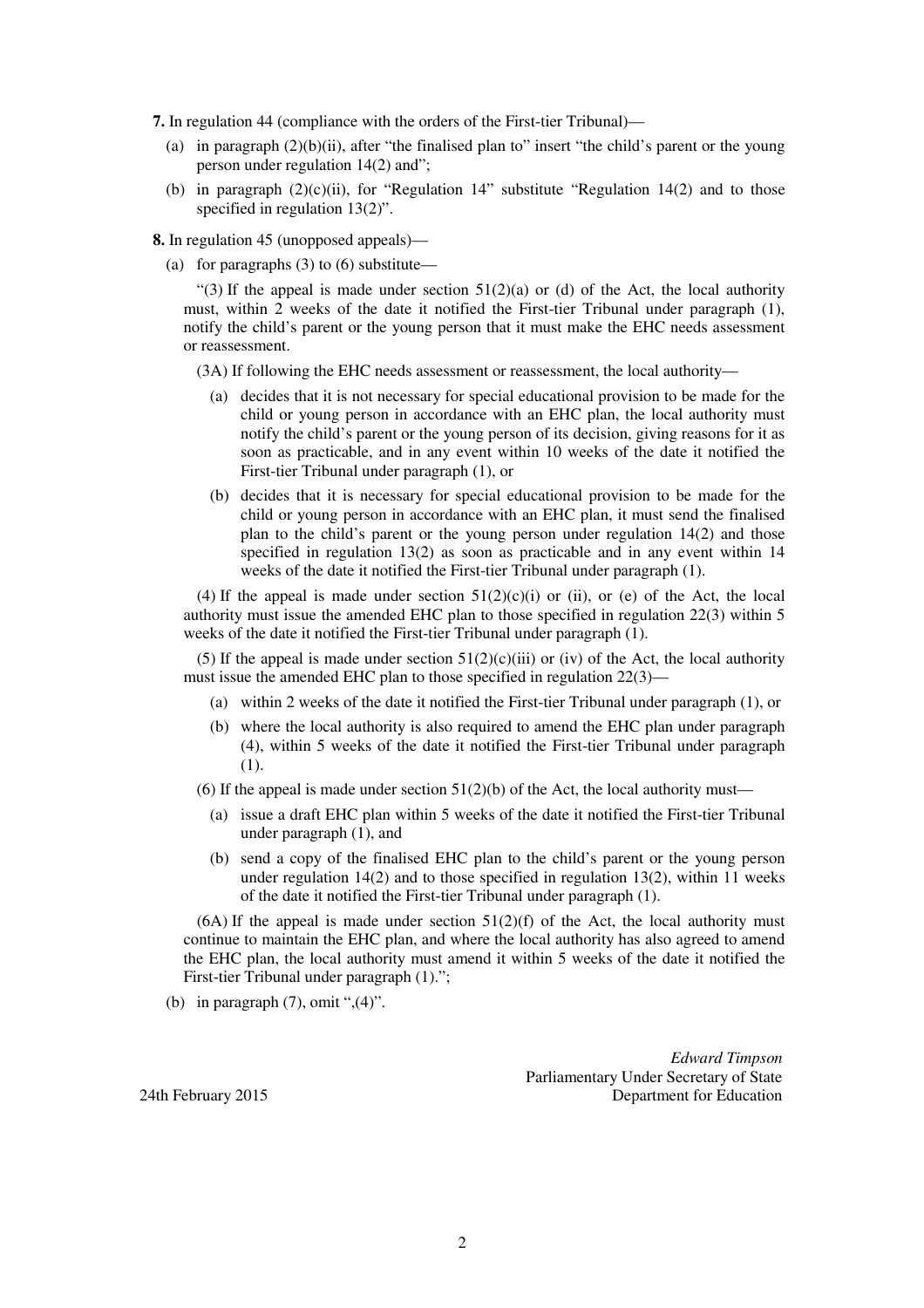**7.** In regulation 44 (compliance with the orders of the First-tier Tribunal)—

(a) in paragraph (2)(b)(ii), after "the finalised plan to" insert "the child's parent or the young person under regulation 14(2) and";

(b) in paragraph (2)(c)(ii), for "Regulation 14" substitute "Regulation 14(2) and to those specified in regulation 13(2)".

**8.** In regulation 45 (unopposed appeals)—

(a) for paragraphs (3) to (6) substitute—

"(3) If the appeal is made under section 51(2)(a) or (d) of the Act, the local authority must, within 2 weeks of the date it notified the First-tier Tribunal under paragraph (1), notify the child's parent or the young person that it must make the EHC needs assessment or reassessment.

(3A) If following the EHC needs assessment or reassessment, the local authority—

(a) decides that it is not necessary for special educational provision to be made for the child or young person in accordance with an EHC plan, the local authority must notify the child's parent or the young person of its decision, giving reasons for it as soon as practicable, and in any event within 10 weeks of the date it notified the First-tier Tribunal under paragraph (1), or

(b) decides that it is necessary for special educational provision to be made for the child or young person in accordance with an EHC plan, it must send the finalised plan to the child's parent or the young person under regulation 14(2) and those specified in regulation 13(2) as soon as practicable and in any event within 14 weeks of the date it notified the First-tier Tribunal under paragraph (1).

(4) If the appeal is made under section 51(2)(c)(i) or (ii), or (e) of the Act, the local authority must issue the amended EHC plan to those specified in regulation 22(3) within 5 weeks of the date it notified the First-tier Tribunal under paragraph (1).

(5) If the appeal is made under section 51(2)(c)(iii) or (iv) of the Act, the local authority must issue the amended EHC plan to those specified in regulation 22(3)—

(a) within 2 weeks of the date it notified the First-tier Tribunal under paragraph (1), or

(b) where the local authority is also required to amend the EHC plan under paragraph (4), within 5 weeks of the date it notified the First-tier Tribunal under paragraph (1).

(6) If the appeal is made under section 51(2)(b) of the Act, the local authority must—

(a) issue a draft EHC plan within 5 weeks of the date it notified the First-tier Tribunal under paragraph (1), and

(b) send a copy of the finalised EHC plan to the child's parent or the young person under regulation 14(2) and to those specified in regulation 13(2), within 11 weeks of the date it notified the First-tier Tribunal under paragraph (1).

(6A) If the appeal is made under section 51(2)(f) of the Act, the local authority must continue to maintain the EHC plan, and where the local authority has also agreed to amend the EHC plan, the local authority must amend it within 5 weeks of the date it notified the First-tier Tribunal under paragraph (1).";

(b) in paragraph (7), omit ",(4)".

*Edward Timpson*
Parliamentary Under Secretary of State
Department for Education

24th February 2015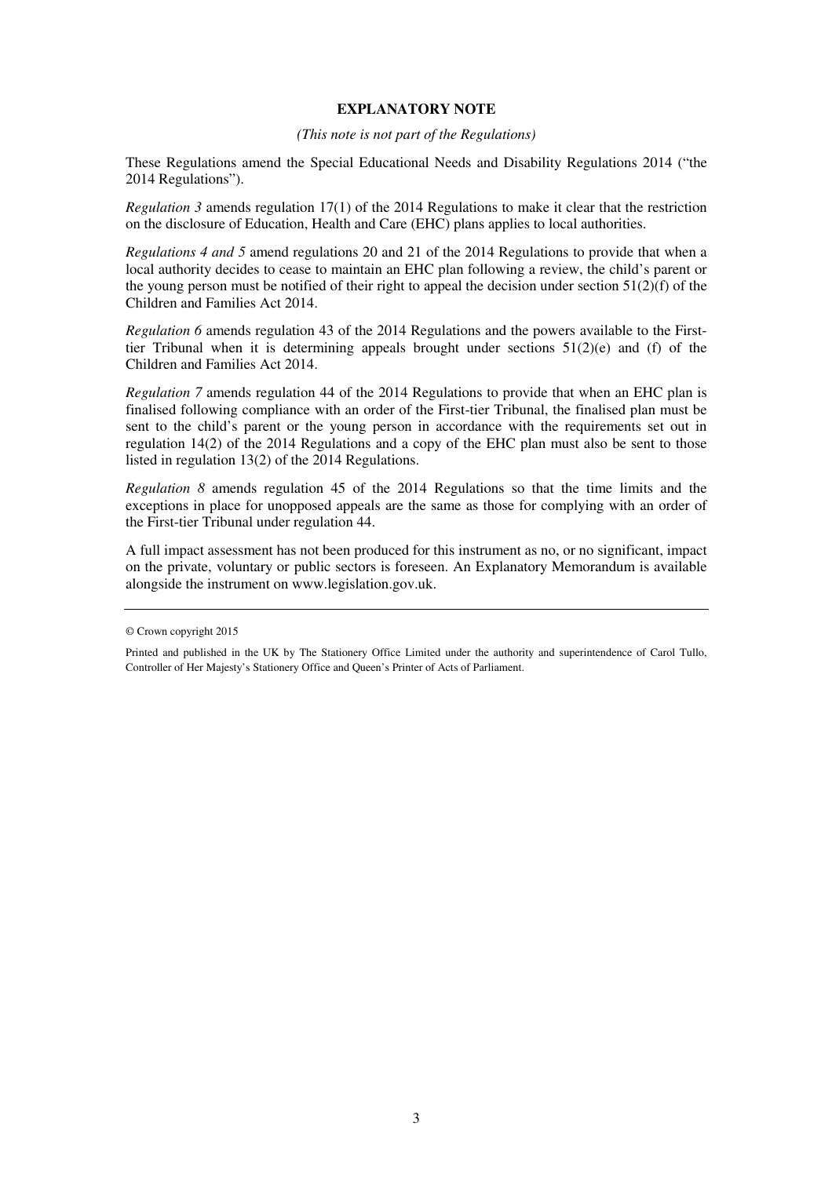## EXPLANATORY NOTE

*(This note is not part of the Regulations)*

These Regulations amend the Special Educational Needs and Disability Regulations 2014 ("the 2014 Regulations").

*Regulation 3* amends regulation 17(1) of the 2014 Regulations to make it clear that the restriction on the disclosure of Education, Health and Care (EHC) plans applies to local authorities.

*Regulations 4 and 5* amend regulations 20 and 21 of the 2014 Regulations to provide that when a local authority decides to cease to maintain an EHC plan following a review, the child's parent or the young person must be notified of their right to appeal the decision under section 51(2)(f) of the Children and Families Act 2014.

*Regulation 6* amends regulation 43 of the 2014 Regulations and the powers available to the First-tier Tribunal when it is determining appeals brought under sections 51(2)(e) and (f) of the Children and Families Act 2014.

*Regulation 7* amends regulation 44 of the 2014 Regulations to provide that when an EHC plan is finalised following compliance with an order of the First-tier Tribunal, the finalised plan must be sent to the child's parent or the young person in accordance with the requirements set out in regulation 14(2) of the 2014 Regulations and a copy of the EHC plan must also be sent to those listed in regulation 13(2) of the 2014 Regulations.

*Regulation 8* amends regulation 45 of the 2014 Regulations so that the time limits and the exceptions in place for unopposed appeals are the same as those for complying with an order of the First-tier Tribunal under regulation 44.

A full impact assessment has not been produced for this instrument as no, or no significant, impact on the private, voluntary or public sectors is foreseen. An Explanatory Memorandum is available alongside the instrument on www.legislation.gov.uk.

---

© Crown copyright 2015

Printed and published in the UK by The Stationery Office Limited under the authority and superintendence of Carol Tullo, Controller of Her Majesty's Stationery Office and Queen's Printer of Acts of Parliament.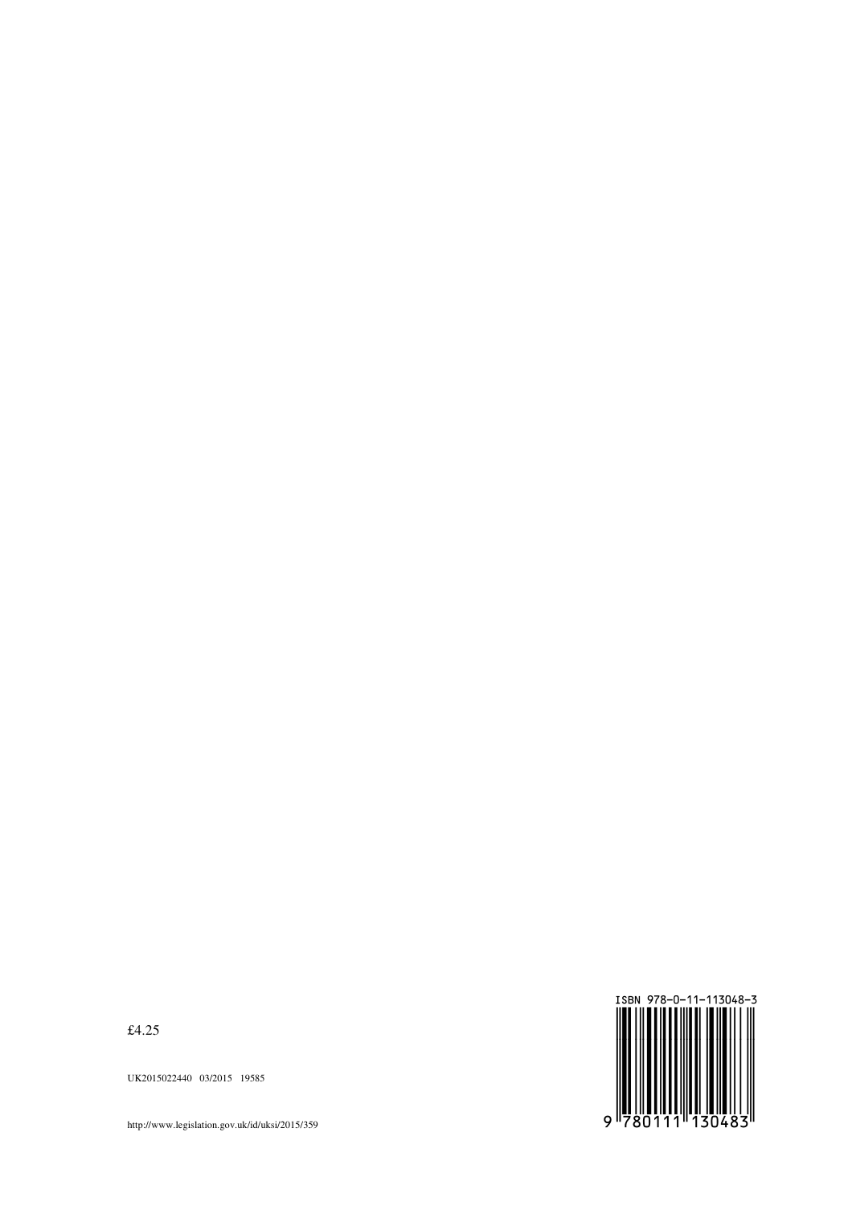£4.25

UK2015022440 03/2015 19585

http://www.legislation.gov.uk/id/uksi/2015/359

ISBN 978-0-11-113048-3

9 780111 130483